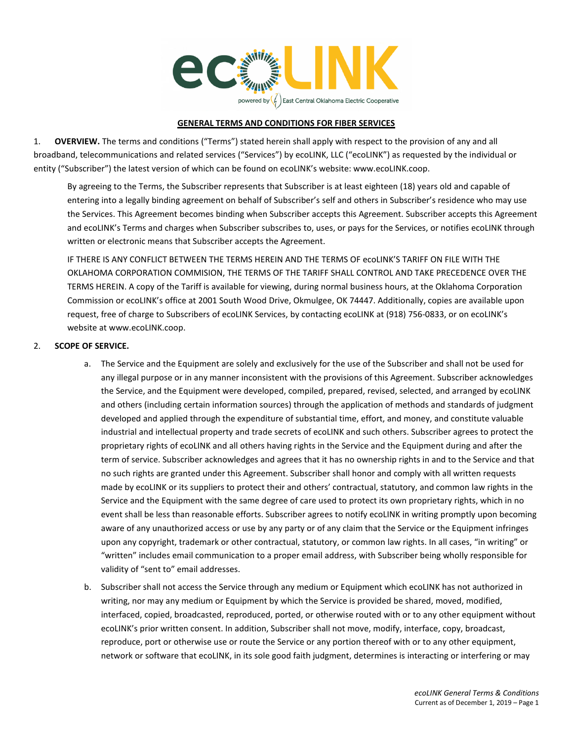ecoLINK powered by East Central Oklahoma Electric Cooperative

**GENERAL TERMS AND CONDITIONS FOR FIBER SERVICES**

1. **OVERVIEW.** The terms and conditions ("Terms") stated herein shall apply with respect to the provision of any and all broadband, telecommunications and related services ("Services") by ecoLINK, LLC ("ecoLINK") as requested by the individual or entity ("Subscriber") the latest version of which can be found on ecoLINK's website: www.ecoLINK.coop.

   By agreeing to the Terms, the Subscriber represents that Subscriber is at least eighteen (18) years old and capable of entering into a legally binding agreement on behalf of Subscriber's self and others in Subscriber's residence who may use the Services. This Agreement becomes binding when Subscriber accepts this Agreement. Subscriber accepts this Agreement and ecoLINK's Terms and charges when Subscriber subscribes to, uses, or pays for the Services, or notifies ecoLINK through written or electronic means that Subscriber accepts the Agreement.

   IF THERE IS ANY CONFLICT BETWEEN THE TERMS HEREIN AND THE TERMS OF ecoLINK'S TARIFF ON FILE WITH THE OKLAHOMA CORPORATION COMMISION, THE TERMS OF THE TARIFF SHALL CONTROL AND TAKE PRECEDENCE OVER THE TERMS HEREIN. A copy of the Tariff is available for viewing, during normal business hours, at the Oklahoma Corporation Commission or ecoLINK's office at 2001 South Wood Drive, Okmulgee, OK 74447. Additionally, copies are available upon request, free of charge to Subscribers of ecoLINK Services, by contacting ecoLINK at (918) 756-0833, or on ecoLINK's website at www.ecoLINK.coop.

2. **SCOPE OF SERVICE.**

   a. The Service and the Equipment are solely and exclusively for the use of the Subscriber and shall not be used for any illegal purpose or in any manner inconsistent with the provisions of this Agreement. Subscriber acknowledges the Service, and the Equipment were developed, compiled, prepared, revised, selected, and arranged by ecoLINK and others (including certain information sources) through the application of methods and standards of judgment developed and applied through the expenditure of substantial time, effort, and money, and constitute valuable industrial and intellectual property and trade secrets of ecoLINK and such others. Subscriber agrees to protect the proprietary rights of ecoLINK and all others having rights in the Service and the Equipment during and after the term of service. Subscriber acknowledges and agrees that it has no ownership rights in and to the Service and that no such rights are granted under this Agreement. Subscriber shall honor and comply with all written requests made by ecoLINK or its suppliers to protect their and others' contractual, statutory, and common law rights in the Service and the Equipment with the same degree of care used to protect its own proprietary rights, which in no event shall be less than reasonable efforts. Subscriber agrees to notify ecoLINK in writing promptly upon becoming aware of any unauthorized access or use by any party or of any claim that the Service or the Equipment infringes upon any copyright, trademark or other contractual, statutory, or common law rights. In all cases, "in writing" or "written" includes email communication to a proper email address, with Subscriber being wholly responsible for validity of "sent to" email addresses.

   b. Subscriber shall not access the Service through any medium or Equipment which ecoLINK has not authorized in writing, nor may any medium or Equipment by which the Service is provided be shared, moved, modified, interfaced, copied, broadcasted, reproduced, ported, or otherwise routed with or to any other equipment without ecoLINK's prior written consent. In addition, Subscriber shall not move, modify, interface, copy, broadcast, reproduce, port or otherwise use or route the Service or any portion thereof with or to any other equipment, network or software that ecoLINK, in its sole good faith judgment, determines is interacting or interfering or may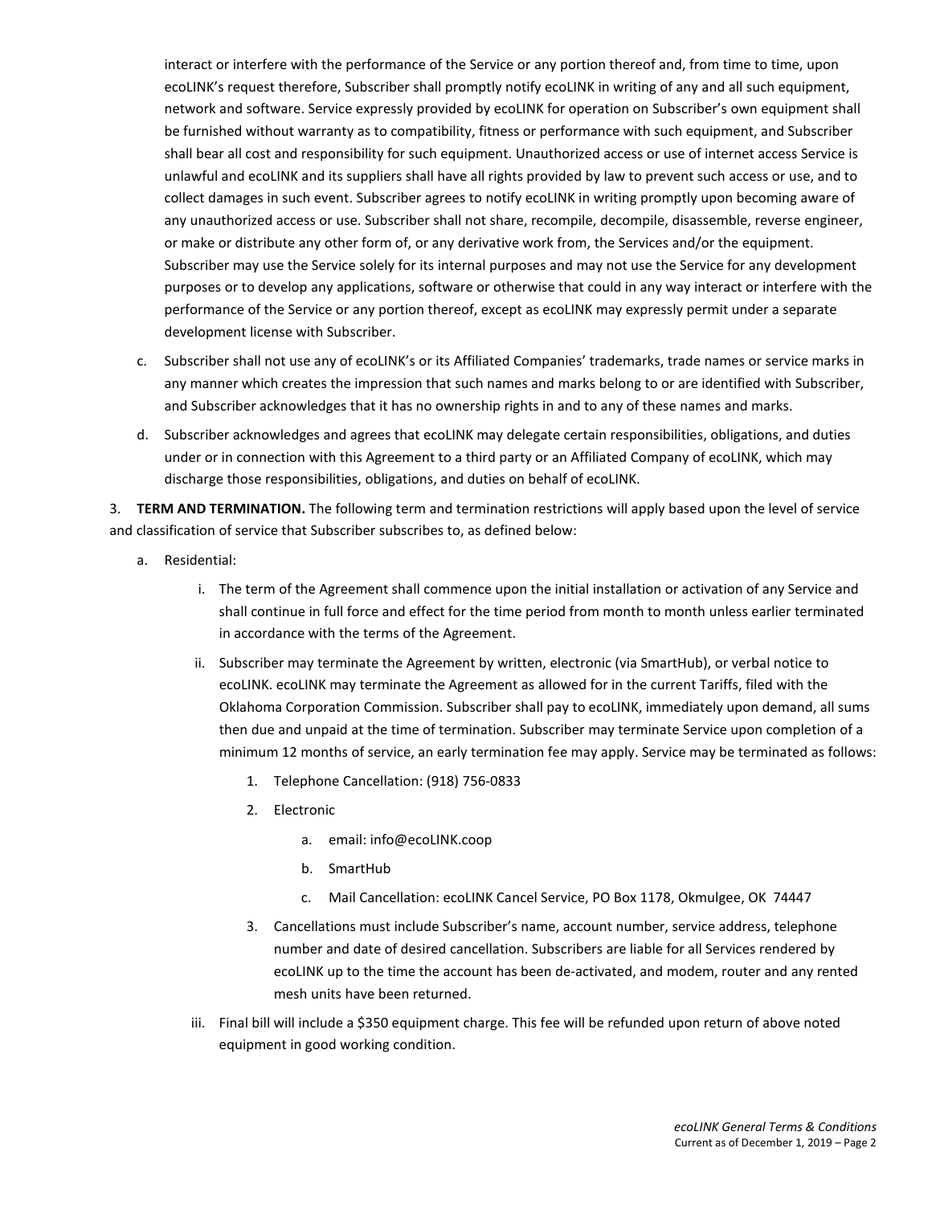interact or interfere with the performance of the Service or any portion thereof and, from time to time, upon ecoLINK's request therefore, Subscriber shall promptly notify ecoLINK in writing of any and all such equipment, network and software. Service expressly provided by ecoLINK for operation on Subscriber's own equipment shall be furnished without warranty as to compatibility, fitness or performance with such equipment, and Subscriber shall bear all cost and responsibility for such equipment. Unauthorized access or use of internet access Service is unlawful and ecoLINK and its suppliers shall have all rights provided by law to prevent such access or use, and to collect damages in such event. Subscriber agrees to notify ecoLINK in writing promptly upon becoming aware of any unauthorized access or use. Subscriber shall not share, recompile, decompile, disassemble, reverse engineer, or make or distribute any other form of, or any derivative work from, the Services and/or the equipment. Subscriber may use the Service solely for its internal purposes and may not use the Service for any development purposes or to develop any applications, software or otherwise that could in any way interact or interfere with the performance of the Service or any portion thereof, except as ecoLINK may expressly permit under a separate development license with Subscriber.

c. Subscriber shall not use any of ecoLINK's or its Affiliated Companies' trademarks, trade names or service marks in any manner which creates the impression that such names and marks belong to or are identified with Subscriber, and Subscriber acknowledges that it has no ownership rights in and to any of these names and marks.

d. Subscriber acknowledges and agrees that ecoLINK may delegate certain responsibilities, obligations, and duties under or in connection with this Agreement to a third party or an Affiliated Company of ecoLINK, which may discharge those responsibilities, obligations, and duties on behalf of ecoLINK.

3. **TERM AND TERMINATION.** The following term and termination restrictions will apply based upon the level of service and classification of service that Subscriber subscribes to, as defined below:

a. Residential:

   i. The term of the Agreement shall commence upon the initial installation or activation of any Service and shall continue in full force and effect for the time period from month to month unless earlier terminated in accordance with the terms of the Agreement.

   ii. Subscriber may terminate the Agreement by written, electronic (via SmartHub), or verbal notice to ecoLINK. ecoLINK may terminate the Agreement as allowed for in the current Tariffs, filed with the Oklahoma Corporation Commission. Subscriber shall pay to ecoLINK, immediately upon demand, all sums then due and unpaid at the time of termination. Subscriber may terminate Service upon completion of a minimum 12 months of service, an early termination fee may apply. Service may be terminated as follows:

      1. Telephone Cancellation: (918) 756-0833
      2. Electronic
         a. email: info@ecoLINK.coop
         b. SmartHub
         c. Mail Cancellation: ecoLINK Cancel Service, PO Box 1178, Okmulgee, OK 74447
      3. Cancellations must include Subscriber's name, account number, service address, telephone number and date of desired cancellation. Subscribers are liable for all Services rendered by ecoLINK up to the time the account has been de-activated, and modem, router and any rented mesh units have been returned.

   iii. Final bill will include a $350 equipment charge. This fee will be refunded upon return of above noted equipment in good working condition.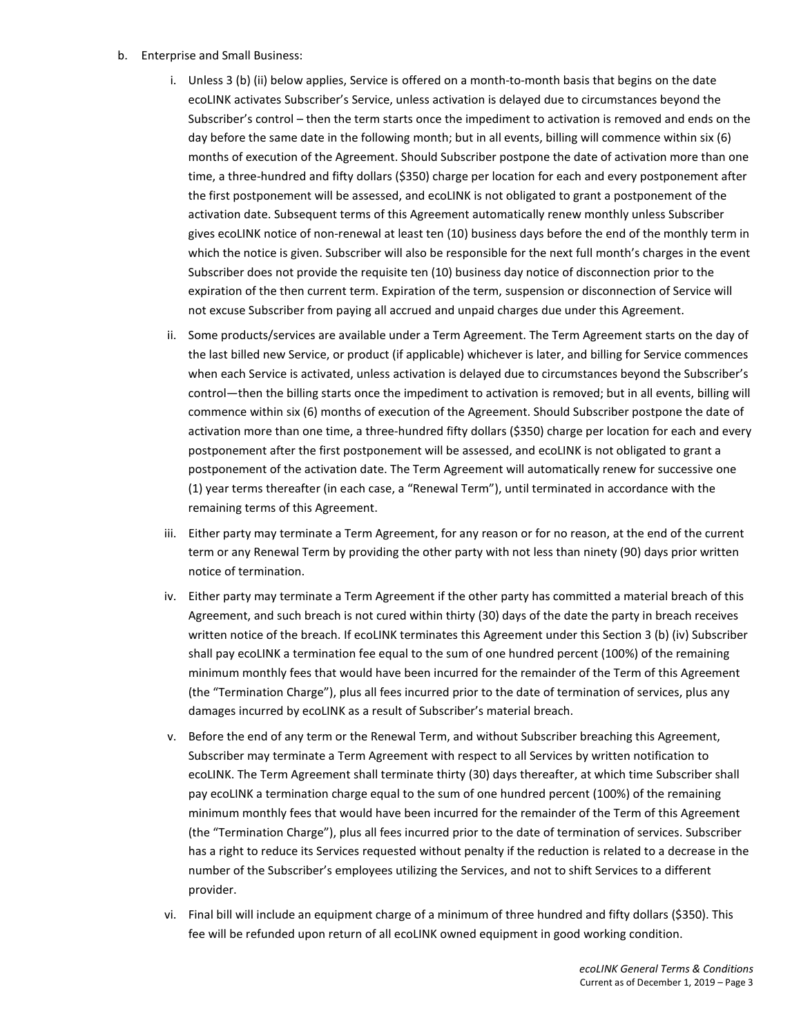b. Enterprise and Small Business:

   i. Unless 3 (b) (ii) below applies, Service is offered on a month-to-month basis that begins on the date ecoLINK activates Subscriber's Service, unless activation is delayed due to circumstances beyond the Subscriber's control – then the term starts once the impediment to activation is removed and ends on the day before the same date in the following month; but in all events, billing will commence within six (6) months of execution of the Agreement. Should Subscriber postpone the date of activation more than one time, a three-hundred and fifty dollars ($350) charge per location for each and every postponement after the first postponement will be assessed, and ecoLINK is not obligated to grant a postponement of the activation date. Subsequent terms of this Agreement automatically renew monthly unless Subscriber gives ecoLINK notice of non-renewal at least ten (10) business days before the end of the monthly term in which the notice is given. Subscriber will also be responsible for the next full month's charges in the event Subscriber does not provide the requisite ten (10) business day notice of disconnection prior to the expiration of the then current term. Expiration of the term, suspension or disconnection of Service will not excuse Subscriber from paying all accrued and unpaid charges due under this Agreement.

   ii. Some products/services are available under a Term Agreement. The Term Agreement starts on the day of the last billed new Service, or product (if applicable) whichever is later, and billing for Service commences when each Service is activated, unless activation is delayed due to circumstances beyond the Subscriber's control—then the billing starts once the impediment to activation is removed; but in all events, billing will commence within six (6) months of execution of the Agreement. Should Subscriber postpone the date of activation more than one time, a three-hundred fifty dollars ($350) charge per location for each and every postponement after the first postponement will be assessed, and ecoLINK is not obligated to grant a postponement of the activation date. The Term Agreement will automatically renew for successive one (1) year terms thereafter (in each case, a "Renewal Term"), until terminated in accordance with the remaining terms of this Agreement.

   iii. Either party may terminate a Term Agreement, for any reason or for no reason, at the end of the current term or any Renewal Term by providing the other party with not less than ninety (90) days prior written notice of termination.

   iv. Either party may terminate a Term Agreement if the other party has committed a material breach of this Agreement, and such breach is not cured within thirty (30) days of the date the party in breach receives written notice of the breach. If ecoLINK terminates this Agreement under this Section 3 (b) (iv) Subscriber shall pay ecoLINK a termination fee equal to the sum of one hundred percent (100%) of the remaining minimum monthly fees that would have been incurred for the remainder of the Term of this Agreement (the "Termination Charge"), plus all fees incurred prior to the date of termination of services, plus any damages incurred by ecoLINK as a result of Subscriber's material breach.

   v. Before the end of any term or the Renewal Term, and without Subscriber breaching this Agreement, Subscriber may terminate a Term Agreement with respect to all Services by written notification to ecoLINK. The Term Agreement shall terminate thirty (30) days thereafter, at which time Subscriber shall pay ecoLINK a termination charge equal to the sum of one hundred percent (100%) of the remaining minimum monthly fees that would have been incurred for the remainder of the Term of this Agreement (the "Termination Charge"), plus all fees incurred prior to the date of termination of services. Subscriber has a right to reduce its Services requested without penalty if the reduction is related to a decrease in the number of the Subscriber's employees utilizing the Services, and not to shift Services to a different provider.

   vi. Final bill will include an equipment charge of a minimum of three hundred and fifty dollars ($350). This fee will be refunded upon return of all ecoLINK owned equipment in good working condition.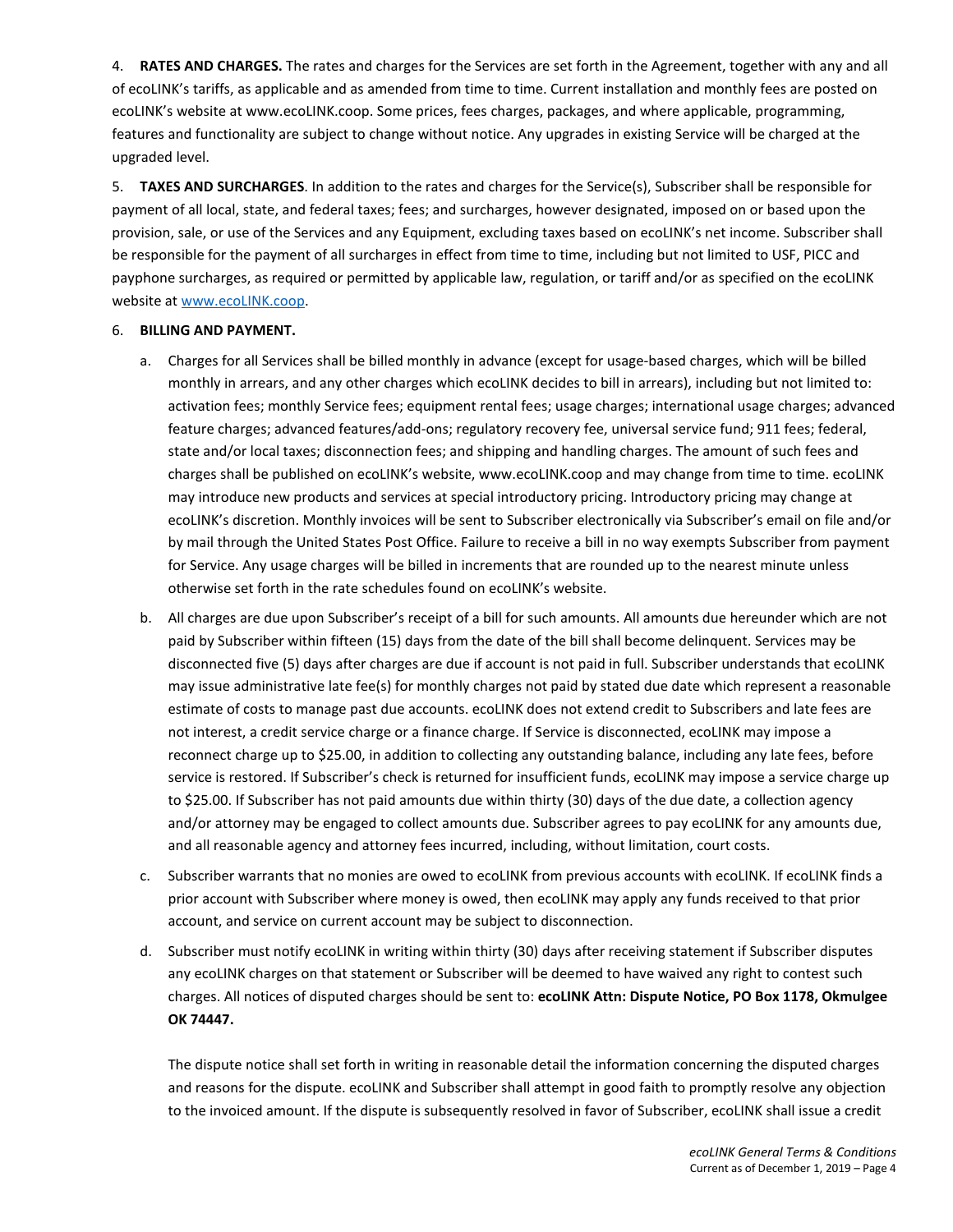4. **RATES AND CHARGES.** The rates and charges for the Services are set forth in the Agreement, together with any and all of ecoLINK's tariffs, as applicable and as amended from time to time. Current installation and monthly fees are posted on ecoLINK's website at www.ecoLINK.coop. Some prices, fees charges, packages, and where applicable, programming, features and functionality are subject to change without notice. Any upgrades in existing Service will be charged at the upgraded level.

5. **TAXES AND SURCHARGES**. In addition to the rates and charges for the Service(s), Subscriber shall be responsible for payment of all local, state, and federal taxes; fees; and surcharges, however designated, imposed on or based upon the provision, sale, or use of the Services and any Equipment, excluding taxes based on ecoLINK's net income. Subscriber shall be responsible for the payment of all surcharges in effect from time to time, including but not limited to USF, PICC and payphone surcharges, as required or permitted by applicable law, regulation, or tariff and/or as specified on the ecoLINK website at www.ecoLINK.coop.

6. **BILLING AND PAYMENT.**

   a. Charges for all Services shall be billed monthly in advance (except for usage-based charges, which will be billed monthly in arrears, and any other charges which ecoLINK decides to bill in arrears), including but not limited to: activation fees; monthly Service fees; equipment rental fees; usage charges; international usage charges; advanced feature charges; advanced features/add-ons; regulatory recovery fee, universal service fund; 911 fees; federal, state and/or local taxes; disconnection fees; and shipping and handling charges. The amount of such fees and charges shall be published on ecoLINK's website, www.ecoLINK.coop and may change from time to time. ecoLINK may introduce new products and services at special introductory pricing. Introductory pricing may change at ecoLINK's discretion. Monthly invoices will be sent to Subscriber electronically via Subscriber's email on file and/or by mail through the United States Post Office. Failure to receive a bill in no way exempts Subscriber from payment for Service. Any usage charges will be billed in increments that are rounded up to the nearest minute unless otherwise set forth in the rate schedules found on ecoLINK's website.

   b. All charges are due upon Subscriber's receipt of a bill for such amounts. All amounts due hereunder which are not paid by Subscriber within fifteen (15) days from the date of the bill shall become delinquent. Services may be disconnected five (5) days after charges are due if account is not paid in full. Subscriber understands that ecoLINK may issue administrative late fee(s) for monthly charges not paid by stated due date which represent a reasonable estimate of costs to manage past due accounts. ecoLINK does not extend credit to Subscribers and late fees are not interest, a credit service charge or a finance charge. If Service is disconnected, ecoLINK may impose a reconnect charge up to $25.00, in addition to collecting any outstanding balance, including any late fees, before service is restored. If Subscriber's check is returned for insufficient funds, ecoLINK may impose a service charge up to $25.00. If Subscriber has not paid amounts due within thirty (30) days of the due date, a collection agency and/or attorney may be engaged to collect amounts due. Subscriber agrees to pay ecoLINK for any amounts due, and all reasonable agency and attorney fees incurred, including, without limitation, court costs.

   c. Subscriber warrants that no monies are owed to ecoLINK from previous accounts with ecoLINK. If ecoLINK finds a prior account with Subscriber where money is owed, then ecoLINK may apply any funds received to that prior account, and service on current account may be subject to disconnection.

   d. Subscriber must notify ecoLINK in writing within thirty (30) days after receiving statement if Subscriber disputes any ecoLINK charges on that statement or Subscriber will be deemed to have waived any right to contest such charges. All notices of disputed charges should be sent to: **ecoLINK Attn: Dispute Notice, PO Box 1178, Okmulgee OK 74447.**

      The dispute notice shall set forth in writing in reasonable detail the information concerning the disputed charges and reasons for the dispute. ecoLINK and Subscriber shall attempt in good faith to promptly resolve any objection to the invoiced amount. If the dispute is subsequently resolved in favor of Subscriber, ecoLINK shall issue a credit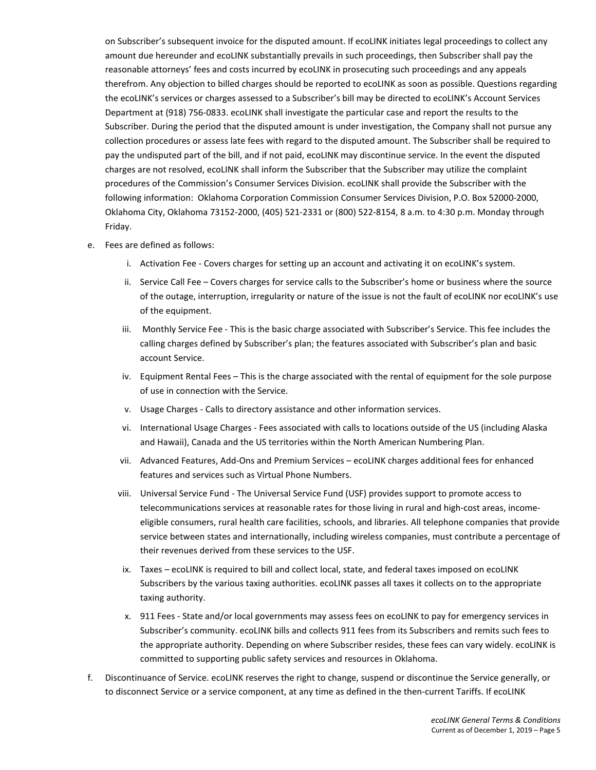on Subscriber's subsequent invoice for the disputed amount. If ecoLINK initiates legal proceedings to collect any amount due hereunder and ecoLINK substantially prevails in such proceedings, then Subscriber shall pay the reasonable attorneys' fees and costs incurred by ecoLINK in prosecuting such proceedings and any appeals therefrom. Any objection to billed charges should be reported to ecoLINK as soon as possible. Questions regarding the ecoLINK's services or charges assessed to a Subscriber's bill may be directed to ecoLINK's Account Services Department at (918) 756-0833. ecoLINK shall investigate the particular case and report the results to the Subscriber. During the period that the disputed amount is under investigation, the Company shall not pursue any collection procedures or assess late fees with regard to the disputed amount. The Subscriber shall be required to pay the undisputed part of the bill, and if not paid, ecoLINK may discontinue service. In the event the disputed charges are not resolved, ecoLINK shall inform the Subscriber that the Subscriber may utilize the complaint procedures of the Commission's Consumer Services Division. ecoLINK shall provide the Subscriber with the following information: Oklahoma Corporation Commission Consumer Services Division, P.O. Box 52000-2000, Oklahoma City, Oklahoma 73152-2000, (405) 521-2331 or (800) 522-8154, 8 a.m. to 4:30 p.m. Monday through Friday.

e. Fees are defined as follows:

   i. Activation Fee - Covers charges for setting up an account and activating it on ecoLINK's system.

   ii. Service Call Fee – Covers charges for service calls to the Subscriber's home or business where the source of the outage, interruption, irregularity or nature of the issue is not the fault of ecoLINK nor ecoLINK's use of the equipment.

   iii. Monthly Service Fee - This is the basic charge associated with Subscriber's Service. This fee includes the calling charges defined by Subscriber's plan; the features associated with Subscriber's plan and basic account Service.

   iv. Equipment Rental Fees – This is the charge associated with the rental of equipment for the sole purpose of use in connection with the Service.

   v. Usage Charges - Calls to directory assistance and other information services.

   vi. International Usage Charges - Fees associated with calls to locations outside of the US (including Alaska and Hawaii), Canada and the US territories within the North American Numbering Plan.

   vii. Advanced Features, Add-Ons and Premium Services – ecoLINK charges additional fees for enhanced features and services such as Virtual Phone Numbers.

   viii. Universal Service Fund - The Universal Service Fund (USF) provides support to promote access to telecommunications services at reasonable rates for those living in rural and high-cost areas, income-eligible consumers, rural health care facilities, schools, and libraries. All telephone companies that provide service between states and internationally, including wireless companies, must contribute a percentage of their revenues derived from these services to the USF.

   ix. Taxes – ecoLINK is required to bill and collect local, state, and federal taxes imposed on ecoLINK Subscribers by the various taxing authorities. ecoLINK passes all taxes it collects on to the appropriate taxing authority.

   x. 911 Fees - State and/or local governments may assess fees on ecoLINK to pay for emergency services in Subscriber's community. ecoLINK bills and collects 911 fees from its Subscribers and remits such fees to the appropriate authority. Depending on where Subscriber resides, these fees can vary widely. ecoLINK is committed to supporting public safety services and resources in Oklahoma.

f. Discontinuance of Service. ecoLINK reserves the right to change, suspend or discontinue the Service generally, or to disconnect Service or a service component, at any time as defined in the then-current Tariffs. If ecoLINK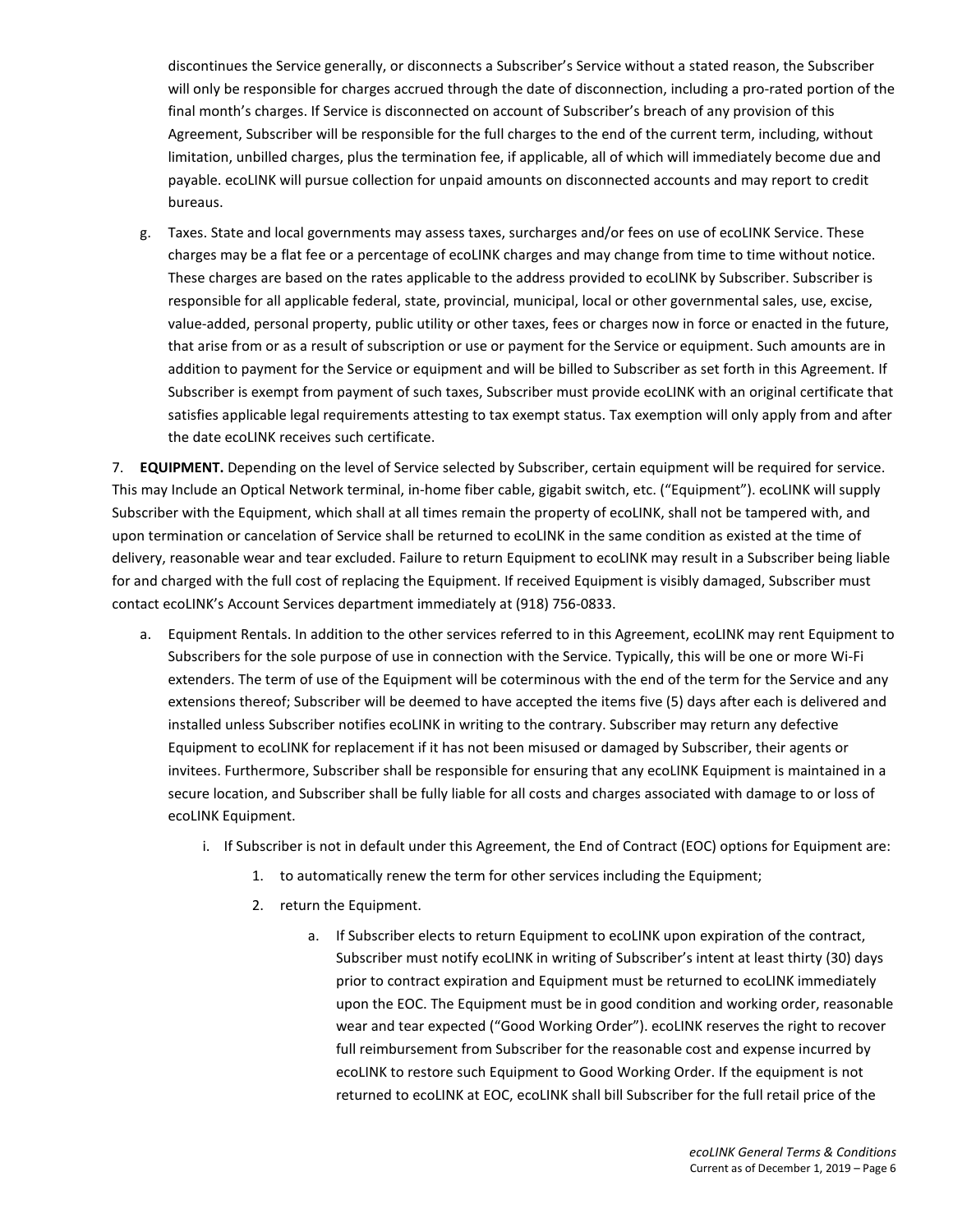discontinues the Service generally, or disconnects a Subscriber's Service without a stated reason, the Subscriber will only be responsible for charges accrued through the date of disconnection, including a pro-rated portion of the final month's charges. If Service is disconnected on account of Subscriber's breach of any provision of this Agreement, Subscriber will be responsible for the full charges to the end of the current term, including, without limitation, unbilled charges, plus the termination fee, if applicable, all of which will immediately become due and payable. ecoLINK will pursue collection for unpaid amounts on disconnected accounts and may report to credit bureaus.

g. Taxes. State and local governments may assess taxes, surcharges and/or fees on use of ecoLINK Service. These charges may be a flat fee or a percentage of ecoLINK charges and may change from time to time without notice. These charges are based on the rates applicable to the address provided to ecoLINK by Subscriber. Subscriber is responsible for all applicable federal, state, provincial, municipal, local or other governmental sales, use, excise, value-added, personal property, public utility or other taxes, fees or charges now in force or enacted in the future, that arise from or as a result of subscription or use or payment for the Service or equipment. Such amounts are in addition to payment for the Service or equipment and will be billed to Subscriber as set forth in this Agreement. If Subscriber is exempt from payment of such taxes, Subscriber must provide ecoLINK with an original certificate that satisfies applicable legal requirements attesting to tax exempt status. Tax exemption will only apply from and after the date ecoLINK receives such certificate.

7. **EQUIPMENT.** Depending on the level of Service selected by Subscriber, certain equipment will be required for service. This may Include an Optical Network terminal, in-home fiber cable, gigabit switch, etc. ("Equipment"). ecoLINK will supply Subscriber with the Equipment, which shall at all times remain the property of ecoLINK, shall not be tampered with, and upon termination or cancelation of Service shall be returned to ecoLINK in the same condition as existed at the time of delivery, reasonable wear and tear excluded. Failure to return Equipment to ecoLINK may result in a Subscriber being liable for and charged with the full cost of replacing the Equipment. If received Equipment is visibly damaged, Subscriber must contact ecoLINK's Account Services department immediately at (918) 756-0833.

a. Equipment Rentals. In addition to the other services referred to in this Agreement, ecoLINK may rent Equipment to Subscribers for the sole purpose of use in connection with the Service. Typically, this will be one or more Wi-Fi extenders. The term of use of the Equipment will be coterminous with the end of the term for the Service and any extensions thereof; Subscriber will be deemed to have accepted the items five (5) days after each is delivered and installed unless Subscriber notifies ecoLINK in writing to the contrary. Subscriber may return any defective Equipment to ecoLINK for replacement if it has not been misused or damaged by Subscriber, their agents or invitees. Furthermore, Subscriber shall be responsible for ensuring that any ecoLINK Equipment is maintained in a secure location, and Subscriber shall be fully liable for all costs and charges associated with damage to or loss of ecoLINK Equipment.

   i. If Subscriber is not in default under this Agreement, the End of Contract (EOC) options for Equipment are:

      1. to automatically renew the term for other services including the Equipment;

      2. return the Equipment.

         a. If Subscriber elects to return Equipment to ecoLINK upon expiration of the contract, Subscriber must notify ecoLINK in writing of Subscriber's intent at least thirty (30) days prior to contract expiration and Equipment must be returned to ecoLINK immediately upon the EOC. The Equipment must be in good condition and working order, reasonable wear and tear expected ("Good Working Order"). ecoLINK reserves the right to recover full reimbursement from Subscriber for the reasonable cost and expense incurred by ecoLINK to restore such Equipment to Good Working Order. If the equipment is not returned to ecoLINK at EOC, ecoLINK shall bill Subscriber for the full retail price of the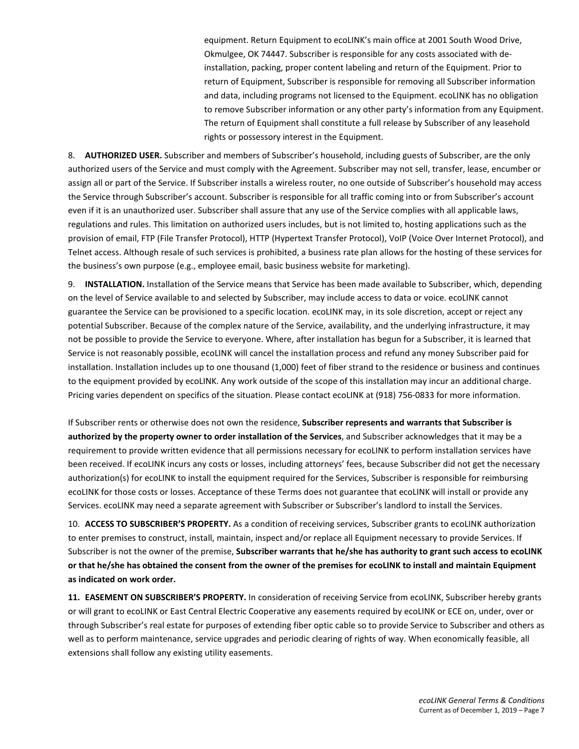equipment. Return Equipment to ecoLINK's main office at 2001 South Wood Drive, Okmulgee, OK 74447. Subscriber is responsible for any costs associated with de-installation, packing, proper content labeling and return of the Equipment. Prior to return of Equipment, Subscriber is responsible for removing all Subscriber information and data, including programs not licensed to the Equipment. ecoLINK has no obligation to remove Subscriber information or any other party's information from any Equipment. The return of Equipment shall constitute a full release by Subscriber of any leasehold rights or possessory interest in the Equipment.

8. **AUTHORIZED USER.** Subscriber and members of Subscriber's household, including guests of Subscriber, are the only authorized users of the Service and must comply with the Agreement. Subscriber may not sell, transfer, lease, encumber or assign all or part of the Service. If Subscriber installs a wireless router, no one outside of Subscriber's household may access the Service through Subscriber's account. Subscriber is responsible for all traffic coming into or from Subscriber's account even if it is an unauthorized user. Subscriber shall assure that any use of the Service complies with all applicable laws, regulations and rules. This limitation on authorized users includes, but is not limited to, hosting applications such as the provision of email, FTP (File Transfer Protocol), HTTP (Hypertext Transfer Protocol), VoIP (Voice Over Internet Protocol), and Telnet access. Although resale of such services is prohibited, a business rate plan allows for the hosting of these services for the business's own purpose (e.g., employee email, basic business website for marketing).

9. **INSTALLATION.** Installation of the Service means that Service has been made available to Subscriber, which, depending on the level of Service available to and selected by Subscriber, may include access to data or voice. ecoLINK cannot guarantee the Service can be provisioned to a specific location. ecoLINK may, in its sole discretion, accept or reject any potential Subscriber. Because of the complex nature of the Service, availability, and the underlying infrastructure, it may not be possible to provide the Service to everyone. Where, after installation has begun for a Subscriber, it is learned that Service is not reasonably possible, ecoLINK will cancel the installation process and refund any money Subscriber paid for installation. Installation includes up to one thousand (1,000) feet of fiber strand to the residence or business and continues to the equipment provided by ecoLINK. Any work outside of the scope of this installation may incur an additional charge. Pricing varies dependent on specifics of the situation. Please contact ecoLINK at (918) 756-0833 for more information.

If Subscriber rents or otherwise does not own the residence, **Subscriber represents and warrants that Subscriber is authorized by the property owner to order installation of the Services**, and Subscriber acknowledges that it may be a requirement to provide written evidence that all permissions necessary for ecoLINK to perform installation services have been received. If ecoLINK incurs any costs or losses, including attorneys' fees, because Subscriber did not get the necessary authorization(s) for ecoLINK to install the equipment required for the Services, Subscriber is responsible for reimbursing ecoLINK for those costs or losses. Acceptance of these Terms does not guarantee that ecoLINK will install or provide any Services. ecoLINK may need a separate agreement with Subscriber or Subscriber's landlord to install the Services.

10. **ACCESS TO SUBSCRIBER'S PROPERTY.** As a condition of receiving services, Subscriber grants to ecoLINK authorization to enter premises to construct, install, maintain, inspect and/or replace all Equipment necessary to provide Services. If Subscriber is not the owner of the premise, **Subscriber warrants that he/she has authority to grant such access to ecoLINK or that he/she has obtained the consent from the owner of the premises for ecoLINK to install and maintain Equipment as indicated on work order.**

11. **EASEMENT ON SUBSCRIBER'S PROPERTY.** In consideration of receiving Service from ecoLINK, Subscriber hereby grants or will grant to ecoLINK or East Central Electric Cooperative any easements required by ecoLINK or ECE on, under, over or through Subscriber's real estate for purposes of extending fiber optic cable so to provide Service to Subscriber and others as well as to perform maintenance, service upgrades and periodic clearing of rights of way. When economically feasible, all extensions shall follow any existing utility easements.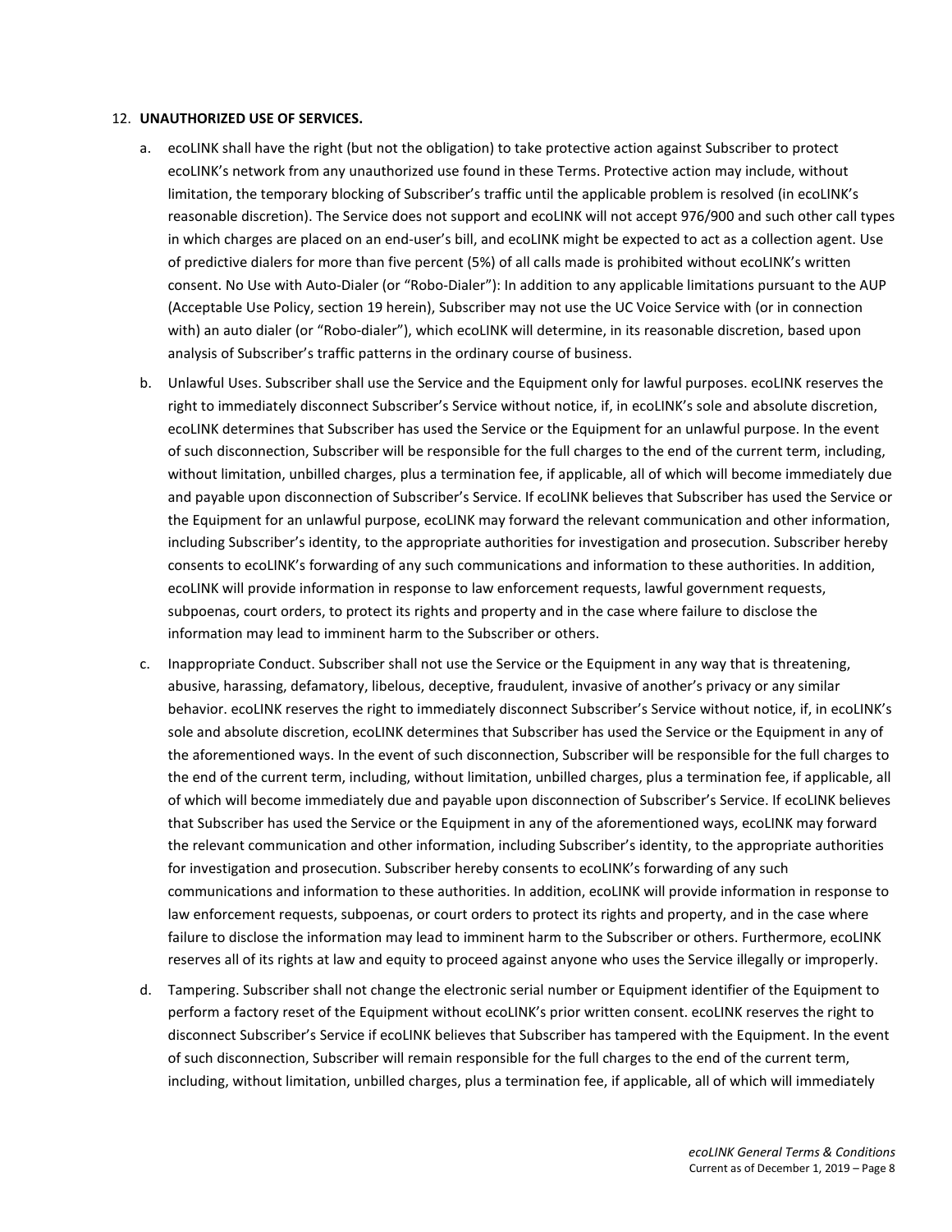12. **UNAUTHORIZED USE OF SERVICES.**

    a. ecoLINK shall have the right (but not the obligation) to take protective action against Subscriber to protect ecoLINK's network from any unauthorized use found in these Terms. Protective action may include, without limitation, the temporary blocking of Subscriber's traffic until the applicable problem is resolved (in ecoLINK's reasonable discretion). The Service does not support and ecoLINK will not accept 976/900 and such other call types in which charges are placed on an end-user's bill, and ecoLINK might be expected to act as a collection agent. Use of predictive dialers for more than five percent (5%) of all calls made is prohibited without ecoLINK's written consent. No Use with Auto-Dialer (or "Robo-Dialer"): In addition to any applicable limitations pursuant to the AUP (Acceptable Use Policy, section 19 herein), Subscriber may not use the UC Voice Service with (or in connection with) an auto dialer (or "Robo-dialer"), which ecoLINK will determine, in its reasonable discretion, based upon analysis of Subscriber's traffic patterns in the ordinary course of business.

    b. Unlawful Uses. Subscriber shall use the Service and the Equipment only for lawful purposes. ecoLINK reserves the right to immediately disconnect Subscriber's Service without notice, if, in ecoLINK's sole and absolute discretion, ecoLINK determines that Subscriber has used the Service or the Equipment for an unlawful purpose. In the event of such disconnection, Subscriber will be responsible for the full charges to the end of the current term, including, without limitation, unbilled charges, plus a termination fee, if applicable, all of which will become immediately due and payable upon disconnection of Subscriber's Service. If ecoLINK believes that Subscriber has used the Service or the Equipment for an unlawful purpose, ecoLINK may forward the relevant communication and other information, including Subscriber's identity, to the appropriate authorities for investigation and prosecution. Subscriber hereby consents to ecoLINK's forwarding of any such communications and information to these authorities. In addition, ecoLINK will provide information in response to law enforcement requests, lawful government requests, subpoenas, court orders, to protect its rights and property and in the case where failure to disclose the information may lead to imminent harm to the Subscriber or others.

    c. Inappropriate Conduct. Subscriber shall not use the Service or the Equipment in any way that is threatening, abusive, harassing, defamatory, libelous, deceptive, fraudulent, invasive of another's privacy or any similar behavior. ecoLINK reserves the right to immediately disconnect Subscriber's Service without notice, if, in ecoLINK's sole and absolute discretion, ecoLINK determines that Subscriber has used the Service or the Equipment in any of the aforementioned ways. In the event of such disconnection, Subscriber will be responsible for the full charges to the end of the current term, including, without limitation, unbilled charges, plus a termination fee, if applicable, all of which will become immediately due and payable upon disconnection of Subscriber's Service. If ecoLINK believes that Subscriber has used the Service or the Equipment in any of the aforementioned ways, ecoLINK may forward the relevant communication and other information, including Subscriber's identity, to the appropriate authorities for investigation and prosecution. Subscriber hereby consents to ecoLINK's forwarding of any such communications and information to these authorities. In addition, ecoLINK will provide information in response to law enforcement requests, subpoenas, or court orders to protect its rights and property, and in the case where failure to disclose the information may lead to imminent harm to the Subscriber or others. Furthermore, ecoLINK reserves all of its rights at law and equity to proceed against anyone who uses the Service illegally or improperly.

    d. Tampering. Subscriber shall not change the electronic serial number or Equipment identifier of the Equipment to perform a factory reset of the Equipment without ecoLINK's prior written consent. ecoLINK reserves the right to disconnect Subscriber's Service if ecoLINK believes that Subscriber has tampered with the Equipment. In the event of such disconnection, Subscriber will remain responsible for the full charges to the end of the current term, including, without limitation, unbilled charges, plus a termination fee, if applicable, all of which will immediately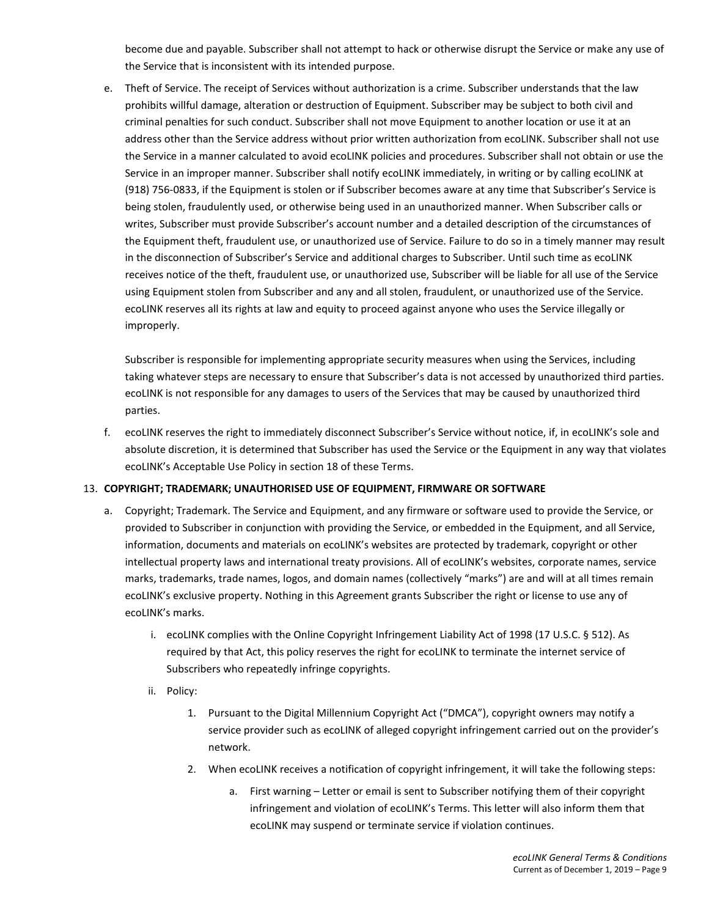become due and payable. Subscriber shall not attempt to hack or otherwise disrupt the Service or make any use of the Service that is inconsistent with its intended purpose.

e. Theft of Service. The receipt of Services without authorization is a crime. Subscriber understands that the law prohibits willful damage, alteration or destruction of Equipment. Subscriber may be subject to both civil and criminal penalties for such conduct. Subscriber shall not move Equipment to another location or use it at an address other than the Service address without prior written authorization from ecoLINK. Subscriber shall not use the Service in a manner calculated to avoid ecoLINK policies and procedures. Subscriber shall not obtain or use the Service in an improper manner. Subscriber shall notify ecoLINK immediately, in writing or by calling ecoLINK at (918) 756-0833, if the Equipment is stolen or if Subscriber becomes aware at any time that Subscriber's Service is being stolen, fraudulently used, or otherwise being used in an unauthorized manner. When Subscriber calls or writes, Subscriber must provide Subscriber's account number and a detailed description of the circumstances of the Equipment theft, fraudulent use, or unauthorized use of Service. Failure to do so in a timely manner may result in the disconnection of Subscriber's Service and additional charges to Subscriber. Until such time as ecoLINK receives notice of the theft, fraudulent use, or unauthorized use, Subscriber will be liable for all use of the Service using Equipment stolen from Subscriber and any and all stolen, fraudulent, or unauthorized use of the Service. ecoLINK reserves all its rights at law and equity to proceed against anyone who uses the Service illegally or improperly.

   Subscriber is responsible for implementing appropriate security measures when using the Services, including taking whatever steps are necessary to ensure that Subscriber's data is not accessed by unauthorized third parties. ecoLINK is not responsible for any damages to users of the Services that may be caused by unauthorized third parties.

f. ecoLINK reserves the right to immediately disconnect Subscriber's Service without notice, if, in ecoLINK's sole and absolute discretion, it is determined that Subscriber has used the Service or the Equipment in any way that violates ecoLINK's Acceptable Use Policy in section 18 of these Terms.

13. **COPYRIGHT; TRADEMARK; UNAUTHORISED USE OF EQUIPMENT, FIRMWARE OR SOFTWARE**

    a. Copyright; Trademark. The Service and Equipment, and any firmware or software used to provide the Service, or provided to Subscriber in conjunction with providing the Service, or embedded in the Equipment, and all Service, information, documents and materials on ecoLINK's websites are protected by trademark, copyright or other intellectual property laws and international treaty provisions. All of ecoLINK's websites, corporate names, service marks, trademarks, trade names, logos, and domain names (collectively "marks") are and will at all times remain ecoLINK's exclusive property. Nothing in this Agreement grants Subscriber the right or license to use any of ecoLINK's marks.

       i. ecoLINK complies with the Online Copyright Infringement Liability Act of 1998 (17 U.S.C. § 512). As required by that Act, this policy reserves the right for ecoLINK to terminate the internet service of Subscribers who repeatedly infringe copyrights.

       ii. Policy:

          1. Pursuant to the Digital Millennium Copyright Act ("DMCA"), copyright owners may notify a service provider such as ecoLINK of alleged copyright infringement carried out on the provider's network.

          2. When ecoLINK receives a notification of copyright infringement, it will take the following steps:

             a. First warning – Letter or email is sent to Subscriber notifying them of their copyright infringement and violation of ecoLINK's Terms. This letter will also inform them that ecoLINK may suspend or terminate service if violation continues.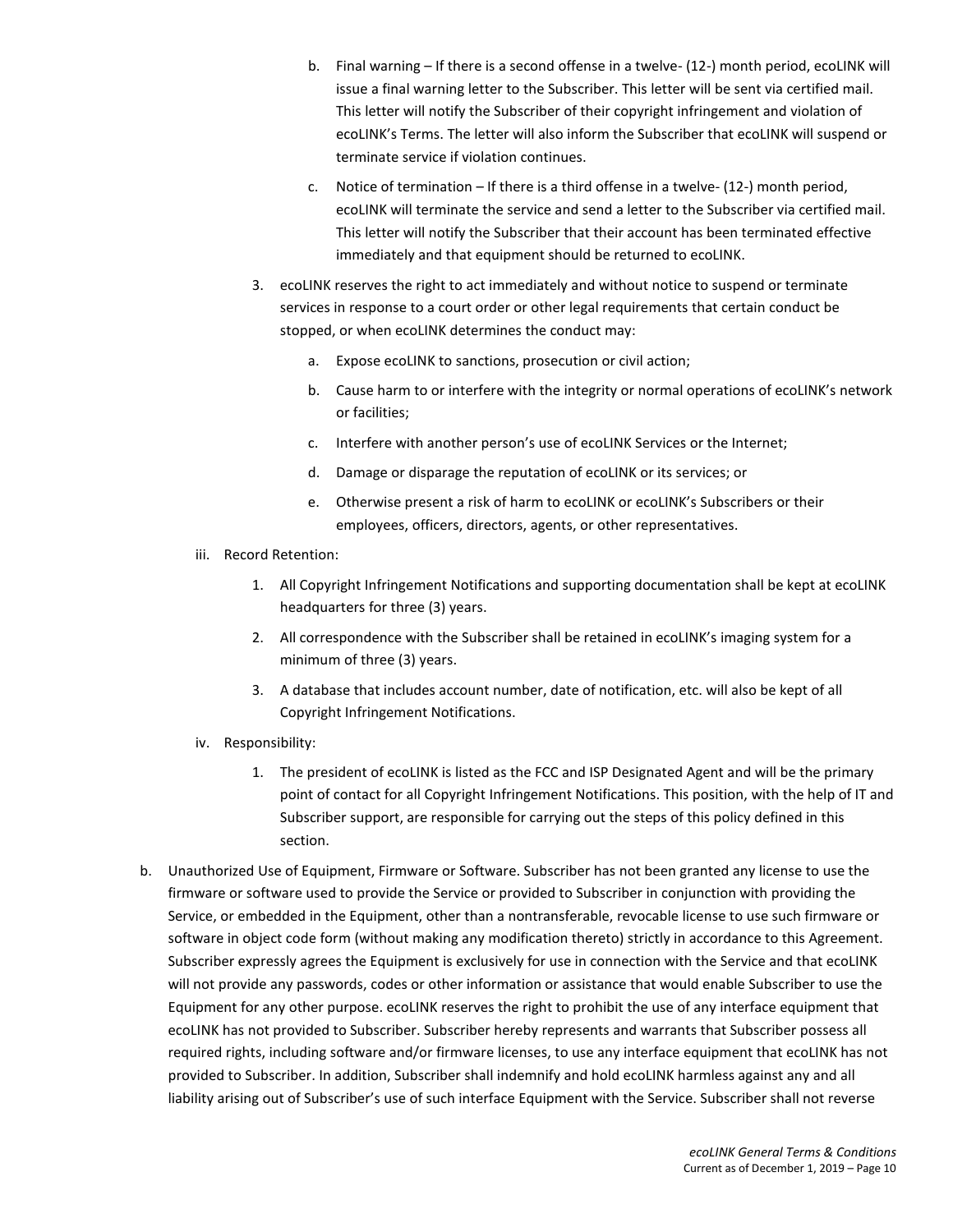b. Final warning – If there is a second offense in a twelve- (12-) month period, ecoLINK will issue a final warning letter to the Subscriber. This letter will be sent via certified mail. This letter will notify the Subscriber of their copyright infringement and violation of ecoLINK's Terms. The letter will also inform the Subscriber that ecoLINK will suspend or terminate service if violation continues.

c. Notice of termination – If there is a third offense in a twelve- (12-) month period, ecoLINK will terminate the service and send a letter to the Subscriber via certified mail. This letter will notify the Subscriber that their account has been terminated effective immediately and that equipment should be returned to ecoLINK.

3. ecoLINK reserves the right to act immediately and without notice to suspend or terminate services in response to a court order or other legal requirements that certain conduct be stopped, or when ecoLINK determines the conduct may:

   a. Expose ecoLINK to sanctions, prosecution or civil action;

   b. Cause harm to or interfere with the integrity or normal operations of ecoLINK's network or facilities;

   c. Interfere with another person's use of ecoLINK Services or the Internet;

   d. Damage or disparage the reputation of ecoLINK or its services; or

   e. Otherwise present a risk of harm to ecoLINK or ecoLINK's Subscribers or their employees, officers, directors, agents, or other representatives.

iii. Record Retention:

1. All Copyright Infringement Notifications and supporting documentation shall be kept at ecoLINK headquarters for three (3) years.

2. All correspondence with the Subscriber shall be retained in ecoLINK's imaging system for a minimum of three (3) years.

3. A database that includes account number, date of notification, etc. will also be kept of all Copyright Infringement Notifications.

iv. Responsibility:

1. The president of ecoLINK is listed as the FCC and ISP Designated Agent and will be the primary point of contact for all Copyright Infringement Notifications. This position, with the help of IT and Subscriber support, are responsible for carrying out the steps of this policy defined in this section.

b. Unauthorized Use of Equipment, Firmware or Software. Subscriber has not been granted any license to use the firmware or software used to provide the Service or provided to Subscriber in conjunction with providing the Service, or embedded in the Equipment, other than a nontransferable, revocable license to use such firmware or software in object code form (without making any modification thereto) strictly in accordance to this Agreement. Subscriber expressly agrees the Equipment is exclusively for use in connection with the Service and that ecoLINK will not provide any passwords, codes or other information or assistance that would enable Subscriber to use the Equipment for any other purpose. ecoLINK reserves the right to prohibit the use of any interface equipment that ecoLINK has not provided to Subscriber. Subscriber hereby represents and warrants that Subscriber possess all required rights, including software and/or firmware licenses, to use any interface equipment that ecoLINK has not provided to Subscriber. In addition, Subscriber shall indemnify and hold ecoLINK harmless against any and all liability arising out of Subscriber's use of such interface Equipment with the Service. Subscriber shall not reverse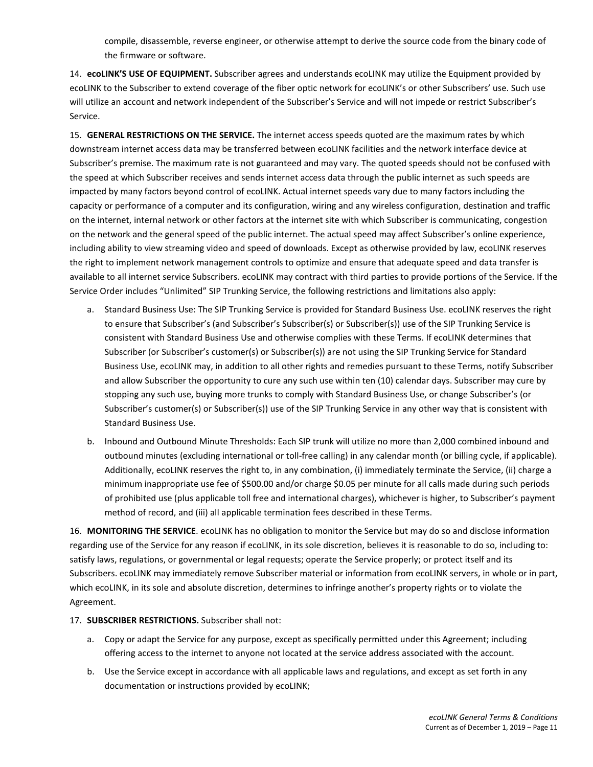compile, disassemble, reverse engineer, or otherwise attempt to derive the source code from the binary code of the firmware or software.

14. **ecoLINK'S USE OF EQUIPMENT.** Subscriber agrees and understands ecoLINK may utilize the Equipment provided by ecoLINK to the Subscriber to extend coverage of the fiber optic network for ecoLINK's or other Subscribers' use. Such use will utilize an account and network independent of the Subscriber's Service and will not impede or restrict Subscriber's Service.

15. **GENERAL RESTRICTIONS ON THE SERVICE.** The internet access speeds quoted are the maximum rates by which downstream internet access data may be transferred between ecoLINK facilities and the network interface device at Subscriber's premise. The maximum rate is not guaranteed and may vary. The quoted speeds should not be confused with the speed at which Subscriber receives and sends internet access data through the public internet as such speeds are impacted by many factors beyond control of ecoLINK. Actual internet speeds vary due to many factors including the capacity or performance of a computer and its configuration, wiring and any wireless configuration, destination and traffic on the internet, internal network or other factors at the internet site with which Subscriber is communicating, congestion on the network and the general speed of the public internet. The actual speed may affect Subscriber's online experience, including ability to view streaming video and speed of downloads. Except as otherwise provided by law, ecoLINK reserves the right to implement network management controls to optimize and ensure that adequate speed and data transfer is available to all internet service Subscribers. ecoLINK may contract with third parties to provide portions of the Service. If the Service Order includes "Unlimited" SIP Trunking Service, the following restrictions and limitations also apply:

   a. Standard Business Use: The SIP Trunking Service is provided for Standard Business Use. ecoLINK reserves the right to ensure that Subscriber's (and Subscriber's Subscriber(s) or Subscriber(s)) use of the SIP Trunking Service is consistent with Standard Business Use and otherwise complies with these Terms. If ecoLINK determines that Subscriber (or Subscriber's customer(s) or Subscriber(s)) are not using the SIP Trunking Service for Standard Business Use, ecoLINK may, in addition to all other rights and remedies pursuant to these Terms, notify Subscriber and allow Subscriber the opportunity to cure any such use within ten (10) calendar days. Subscriber may cure by stopping any such use, buying more trunks to comply with Standard Business Use, or change Subscriber's (or Subscriber's customer(s) or Subscriber(s)) use of the SIP Trunking Service in any other way that is consistent with Standard Business Use.

   b. Inbound and Outbound Minute Thresholds: Each SIP trunk will utilize no more than 2,000 combined inbound and outbound minutes (excluding international or toll-free calling) in any calendar month (or billing cycle, if applicable). Additionally, ecoLINK reserves the right to, in any combination, (i) immediately terminate the Service, (ii) charge a minimum inappropriate use fee of $500.00 and/or charge $0.05 per minute for all calls made during such periods of prohibited use (plus applicable toll free and international charges), whichever is higher, to Subscriber's payment method of record, and (iii) all applicable termination fees described in these Terms.

16. **MONITORING THE SERVICE**. ecoLINK has no obligation to monitor the Service but may do so and disclose information regarding use of the Service for any reason if ecoLINK, in its sole discretion, believes it is reasonable to do so, including to: satisfy laws, regulations, or governmental or legal requests; operate the Service properly; or protect itself and its Subscribers. ecoLINK may immediately remove Subscriber material or information from ecoLINK servers, in whole or in part, which ecoLINK, in its sole and absolute discretion, determines to infringe another's property rights or to violate the Agreement.

17. **SUBSCRIBER RESTRICTIONS.** Subscriber shall not:

   a. Copy or adapt the Service for any purpose, except as specifically permitted under this Agreement; including offering access to the internet to anyone not located at the service address associated with the account.

   b. Use the Service except in accordance with all applicable laws and regulations, and except as set forth in any documentation or instructions provided by ecoLINK;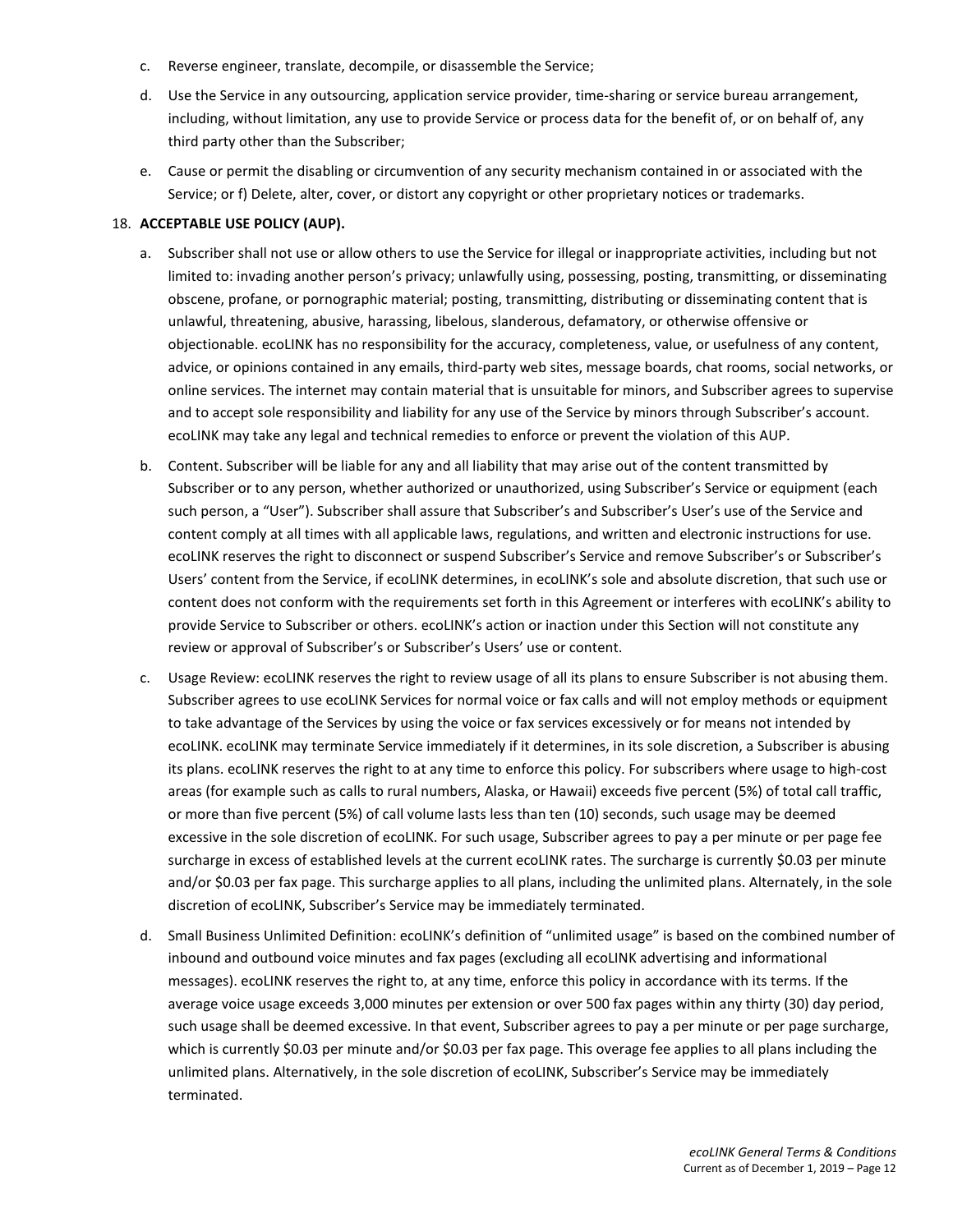c. Reverse engineer, translate, decompile, or disassemble the Service;

d. Use the Service in any outsourcing, application service provider, time-sharing or service bureau arrangement, including, without limitation, any use to provide Service or process data for the benefit of, or on behalf of, any third party other than the Subscriber;

e. Cause or permit the disabling or circumvention of any security mechanism contained in or associated with the Service; or f) Delete, alter, cover, or distort any copyright or other proprietary notices or trademarks.

18. **ACCEPTABLE USE POLICY (AUP).**

a. Subscriber shall not use or allow others to use the Service for illegal or inappropriate activities, including but not limited to: invading another person's privacy; unlawfully using, possessing, posting, transmitting, or disseminating obscene, profane, or pornographic material; posting, transmitting, distributing or disseminating content that is unlawful, threatening, abusive, harassing, libelous, slanderous, defamatory, or otherwise offensive or objectionable. ecoLINK has no responsibility for the accuracy, completeness, value, or usefulness of any content, advice, or opinions contained in any emails, third-party web sites, message boards, chat rooms, social networks, or online services. The internet may contain material that is unsuitable for minors, and Subscriber agrees to supervise and to accept sole responsibility and liability for any use of the Service by minors through Subscriber's account. ecoLINK may take any legal and technical remedies to enforce or prevent the violation of this AUP.

b. Content. Subscriber will be liable for any and all liability that may arise out of the content transmitted by Subscriber or to any person, whether authorized or unauthorized, using Subscriber's Service or equipment (each such person, a "User"). Subscriber shall assure that Subscriber's and Subscriber's User's use of the Service and content comply at all times with all applicable laws, regulations, and written and electronic instructions for use. ecoLINK reserves the right to disconnect or suspend Subscriber's Service and remove Subscriber's or Subscriber's Users' content from the Service, if ecoLINK determines, in ecoLINK's sole and absolute discretion, that such use or content does not conform with the requirements set forth in this Agreement or interferes with ecoLINK's ability to provide Service to Subscriber or others. ecoLINK's action or inaction under this Section will not constitute any review or approval of Subscriber's or Subscriber's Users' use or content.

c. Usage Review: ecoLINK reserves the right to review usage of all its plans to ensure Subscriber is not abusing them. Subscriber agrees to use ecoLINK Services for normal voice or fax calls and will not employ methods or equipment to take advantage of the Services by using the voice or fax services excessively or for means not intended by ecoLINK. ecoLINK may terminate Service immediately if it determines, in its sole discretion, a Subscriber is abusing its plans. ecoLINK reserves the right to at any time to enforce this policy. For subscribers where usage to high-cost areas (for example such as calls to rural numbers, Alaska, or Hawaii) exceeds five percent (5%) of total call traffic, or more than five percent (5%) of call volume lasts less than ten (10) seconds, such usage may be deemed excessive in the sole discretion of ecoLINK. For such usage, Subscriber agrees to pay a per minute or per page fee surcharge in excess of established levels at the current ecoLINK rates. The surcharge is currently $0.03 per minute and/or $0.03 per fax page. This surcharge applies to all plans, including the unlimited plans. Alternately, in the sole discretion of ecoLINK, Subscriber's Service may be immediately terminated.

d. Small Business Unlimited Definition: ecoLINK's definition of "unlimited usage" is based on the combined number of inbound and outbound voice minutes and fax pages (excluding all ecoLINK advertising and informational messages). ecoLINK reserves the right to, at any time, enforce this policy in accordance with its terms. If the average voice usage exceeds 3,000 minutes per extension or over 500 fax pages within any thirty (30) day period, such usage shall be deemed excessive. In that event, Subscriber agrees to pay a per minute or per page surcharge, which is currently $0.03 per minute and/or $0.03 per fax page. This overage fee applies to all plans including the unlimited plans. Alternatively, in the sole discretion of ecoLINK, Subscriber's Service may be immediately terminated.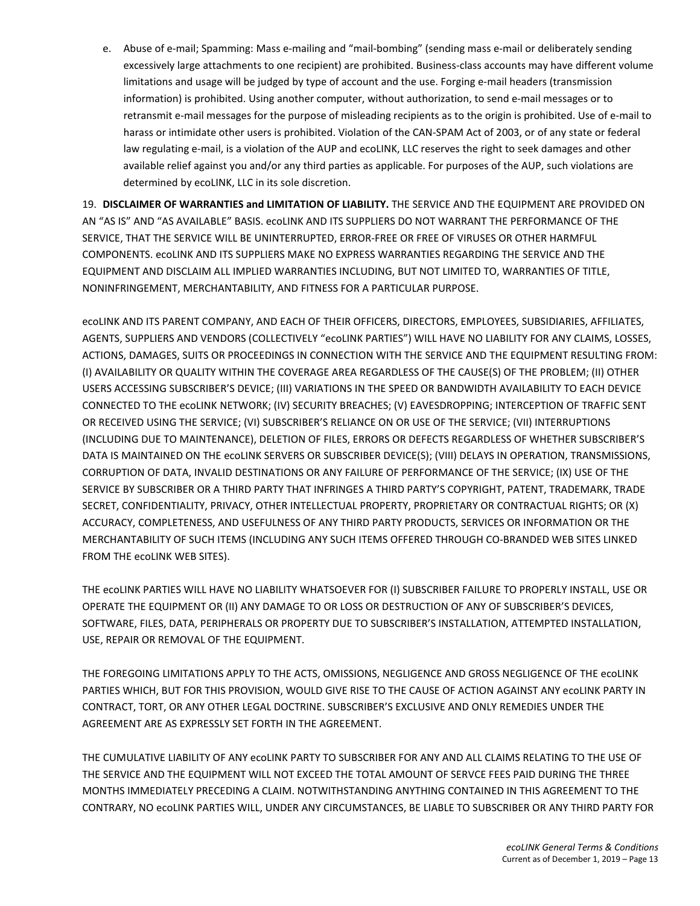e. Abuse of e-mail; Spamming: Mass e-mailing and "mail-bombing" (sending mass e-mail or deliberately sending excessively large attachments to one recipient) are prohibited. Business-class accounts may have different volume limitations and usage will be judged by type of account and the use. Forging e-mail headers (transmission information) is prohibited. Using another computer, without authorization, to send e-mail messages or to retransmit e-mail messages for the purpose of misleading recipients as to the origin is prohibited. Use of e-mail to harass or intimidate other users is prohibited. Violation of the CAN-SPAM Act of 2003, or of any state or federal law regulating e-mail, is a violation of the AUP and ecoLINK, LLC reserves the right to seek damages and other available relief against you and/or any third parties as applicable. For purposes of the AUP, such violations are determined by ecoLINK, LLC in its sole discretion.

19. **DISCLAIMER OF WARRANTIES and LIMITATION OF LIABILITY.** THE SERVICE AND THE EQUIPMENT ARE PROVIDED ON AN "AS IS" AND "AS AVAILABLE" BASIS. ecoLINK AND ITS SUPPLIERS DO NOT WARRANT THE PERFORMANCE OF THE SERVICE, THAT THE SERVICE WILL BE UNINTERRUPTED, ERROR-FREE OR FREE OF VIRUSES OR OTHER HARMFUL COMPONENTS. ecoLINK AND ITS SUPPLIERS MAKE NO EXPRESS WARRANTIES REGARDING THE SERVICE AND THE EQUIPMENT AND DISCLAIM ALL IMPLIED WARRANTIES INCLUDING, BUT NOT LIMITED TO, WARRANTIES OF TITLE, NONINFRINGEMENT, MERCHANTABILITY, AND FITNESS FOR A PARTICULAR PURPOSE.

ecoLINK AND ITS PARENT COMPANY, AND EACH OF THEIR OFFICERS, DIRECTORS, EMPLOYEES, SUBSIDIARIES, AFFILIATES, AGENTS, SUPPLIERS AND VENDORS (COLLECTIVELY "ecoLINK PARTIES") WILL HAVE NO LIABILITY FOR ANY CLAIMS, LOSSES, ACTIONS, DAMAGES, SUITS OR PROCEEDINGS IN CONNECTION WITH THE SERVICE AND THE EQUIPMENT RESULTING FROM: (I) AVAILABILITY OR QUALITY WITHIN THE COVERAGE AREA REGARDLESS OF THE CAUSE(S) OF THE PROBLEM; (II) OTHER USERS ACCESSING SUBSCRIBER'S DEVICE; (III) VARIATIONS IN THE SPEED OR BANDWIDTH AVAILABILITY TO EACH DEVICE CONNECTED TO THE ecoLINK NETWORK; (IV) SECURITY BREACHES; (V) EAVESDROPPING; INTERCEPTION OF TRAFFIC SENT OR RECEIVED USING THE SERVICE; (VI) SUBSCRIBER'S RELIANCE ON OR USE OF THE SERVICE; (VII) INTERRUPTIONS (INCLUDING DUE TO MAINTENANCE), DELETION OF FILES, ERRORS OR DEFECTS REGARDLESS OF WHETHER SUBSCRIBER'S DATA IS MAINTAINED ON THE ecoLINK SERVERS OR SUBSCRIBER DEVICE(S); (VIII) DELAYS IN OPERATION, TRANSMISSIONS, CORRUPTION OF DATA, INVALID DESTINATIONS OR ANY FAILURE OF PERFORMANCE OF THE SERVICE; (IX) USE OF THE SERVICE BY SUBSCRIBER OR A THIRD PARTY THAT INFRINGES A THIRD PARTY'S COPYRIGHT, PATENT, TRADEMARK, TRADE SECRET, CONFIDENTIALITY, PRIVACY, OTHER INTELLECTUAL PROPERTY, PROPRIETARY OR CONTRACTUAL RIGHTS; OR (X) ACCURACY, COMPLETENESS, AND USEFULNESS OF ANY THIRD PARTY PRODUCTS, SERVICES OR INFORMATION OR THE MERCHANTABILITY OF SUCH ITEMS (INCLUDING ANY SUCH ITEMS OFFERED THROUGH CO-BRANDED WEB SITES LINKED FROM THE ecoLINK WEB SITES).

THE ecoLINK PARTIES WILL HAVE NO LIABILITY WHATSOEVER FOR (I) SUBSCRIBER FAILURE TO PROPERLY INSTALL, USE OR OPERATE THE EQUIPMENT OR (II) ANY DAMAGE TO OR LOSS OR DESTRUCTION OF ANY OF SUBSCRIBER'S DEVICES, SOFTWARE, FILES, DATA, PERIPHERALS OR PROPERTY DUE TO SUBSCRIBER'S INSTALLATION, ATTEMPTED INSTALLATION, USE, REPAIR OR REMOVAL OF THE EQUIPMENT.

THE FOREGOING LIMITATIONS APPLY TO THE ACTS, OMISSIONS, NEGLIGENCE AND GROSS NEGLIGENCE OF THE ecoLINK PARTIES WHICH, BUT FOR THIS PROVISION, WOULD GIVE RISE TO THE CAUSE OF ACTION AGAINST ANY ecoLINK PARTY IN CONTRACT, TORT, OR ANY OTHER LEGAL DOCTRINE. SUBSCRIBER'S EXCLUSIVE AND ONLY REMEDIES UNDER THE AGREEMENT ARE AS EXPRESSLY SET FORTH IN THE AGREEMENT.

THE CUMULATIVE LIABILITY OF ANY ecoLINK PARTY TO SUBSCRIBER FOR ANY AND ALL CLAIMS RELATING TO THE USE OF THE SERVICE AND THE EQUIPMENT WILL NOT EXCEED THE TOTAL AMOUNT OF SERVCE FEES PAID DURING THE THREE MONTHS IMMEDIATELY PRECEDING A CLAIM. NOTWITHSTANDING ANYTHING CONTAINED IN THIS AGREEMENT TO THE CONTRARY, NO ecoLINK PARTIES WILL, UNDER ANY CIRCUMSTANCES, BE LIABLE TO SUBSCRIBER OR ANY THIRD PARTY FOR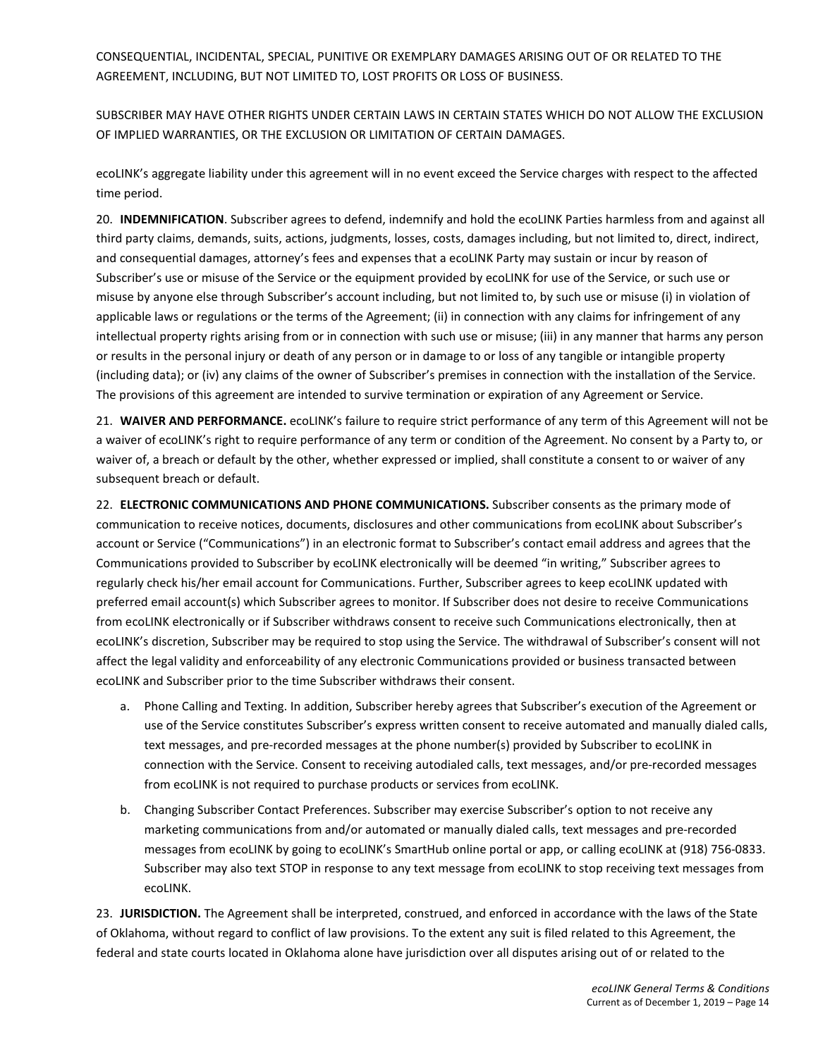CONSEQUENTIAL, INCIDENTAL, SPECIAL, PUNITIVE OR EXEMPLARY DAMAGES ARISING OUT OF OR RELATED TO THE AGREEMENT, INCLUDING, BUT NOT LIMITED TO, LOST PROFITS OR LOSS OF BUSINESS.

SUBSCRIBER MAY HAVE OTHER RIGHTS UNDER CERTAIN LAWS IN CERTAIN STATES WHICH DO NOT ALLOW THE EXCLUSION OF IMPLIED WARRANTIES, OR THE EXCLUSION OR LIMITATION OF CERTAIN DAMAGES.

ecoLINK's aggregate liability under this agreement will in no event exceed the Service charges with respect to the affected time period.

20. **INDEMNIFICATION**. Subscriber agrees to defend, indemnify and hold the ecoLINK Parties harmless from and against all third party claims, demands, suits, actions, judgments, losses, costs, damages including, but not limited to, direct, indirect, and consequential damages, attorney's fees and expenses that a ecoLINK Party may sustain or incur by reason of Subscriber's use or misuse of the Service or the equipment provided by ecoLINK for use of the Service, or such use or misuse by anyone else through Subscriber's account including, but not limited to, by such use or misuse (i) in violation of applicable laws or regulations or the terms of the Agreement; (ii) in connection with any claims for infringement of any intellectual property rights arising from or in connection with such use or misuse; (iii) in any manner that harms any person or results in the personal injury or death of any person or in damage to or loss of any tangible or intangible property (including data); or (iv) any claims of the owner of Subscriber's premises in connection with the installation of the Service. The provisions of this agreement are intended to survive termination or expiration of any Agreement or Service.

21. **WAIVER AND PERFORMANCE.** ecoLINK's failure to require strict performance of any term of this Agreement will not be a waiver of ecoLINK's right to require performance of any term or condition of the Agreement. No consent by a Party to, or waiver of, a breach or default by the other, whether expressed or implied, shall constitute a consent to or waiver of any subsequent breach or default.

22. **ELECTRONIC COMMUNICATIONS AND PHONE COMMUNICATIONS.** Subscriber consents as the primary mode of communication to receive notices, documents, disclosures and other communications from ecoLINK about Subscriber's account or Service ("Communications") in an electronic format to Subscriber's contact email address and agrees that the Communications provided to Subscriber by ecoLINK electronically will be deemed "in writing," Subscriber agrees to regularly check his/her email account for Communications. Further, Subscriber agrees to keep ecoLINK updated with preferred email account(s) which Subscriber agrees to monitor. If Subscriber does not desire to receive Communications from ecoLINK electronically or if Subscriber withdraws consent to receive such Communications electronically, then at ecoLINK's discretion, Subscriber may be required to stop using the Service. The withdrawal of Subscriber's consent will not affect the legal validity and enforceability of any electronic Communications provided or business transacted between ecoLINK and Subscriber prior to the time Subscriber withdraws their consent.

a. Phone Calling and Texting. In addition, Subscriber hereby agrees that Subscriber's execution of the Agreement or use of the Service constitutes Subscriber's express written consent to receive automated and manually dialed calls, text messages, and pre-recorded messages at the phone number(s) provided by Subscriber to ecoLINK in connection with the Service. Consent to receiving autodialed calls, text messages, and/or pre-recorded messages from ecoLINK is not required to purchase products or services from ecoLINK.

b. Changing Subscriber Contact Preferences. Subscriber may exercise Subscriber's option to not receive any marketing communications from and/or automated or manually dialed calls, text messages and pre-recorded messages from ecoLINK by going to ecoLINK's SmartHub online portal or app, or calling ecoLINK at (918) 756-0833. Subscriber may also text STOP in response to any text message from ecoLINK to stop receiving text messages from ecoLINK.

23. **JURISDICTION.** The Agreement shall be interpreted, construed, and enforced in accordance with the laws of the State of Oklahoma, without regard to conflict of law provisions. To the extent any suit is filed related to this Agreement, the federal and state courts located in Oklahoma alone have jurisdiction over all disputes arising out of or related to the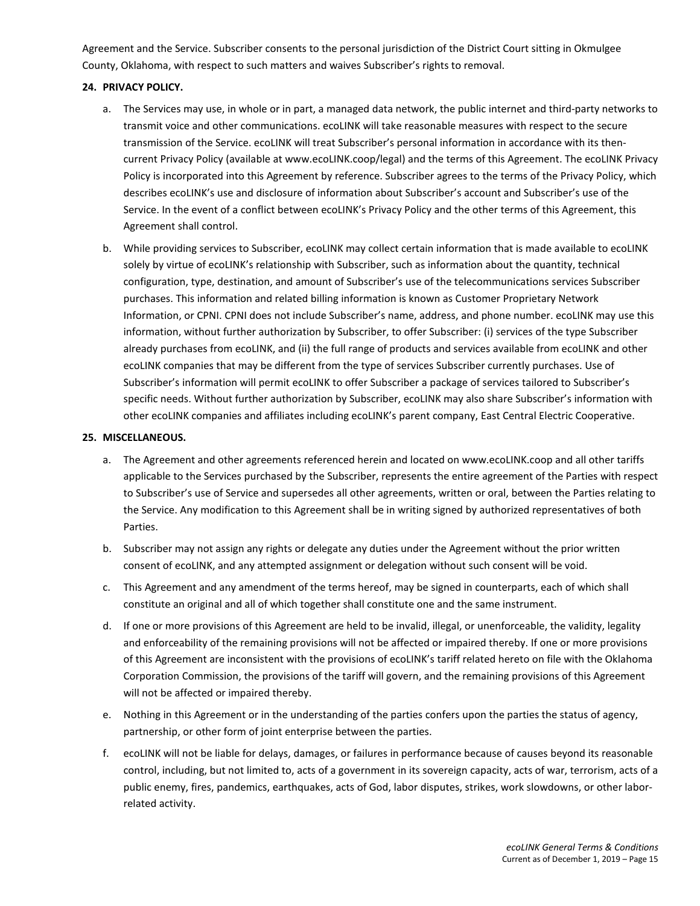Agreement and the Service. Subscriber consents to the personal jurisdiction of the District Court sitting in Okmulgee County, Oklahoma, with respect to such matters and waives Subscriber's rights to removal.

**24. PRIVACY POLICY.**

a. The Services may use, in whole or in part, a managed data network, the public internet and third-party networks to transmit voice and other communications. ecoLINK will take reasonable measures with respect to the secure transmission of the Service. ecoLINK will treat Subscriber's personal information in accordance with its then-current Privacy Policy (available at www.ecoLINK.coop/legal) and the terms of this Agreement. The ecoLINK Privacy Policy is incorporated into this Agreement by reference. Subscriber agrees to the terms of the Privacy Policy, which describes ecoLINK's use and disclosure of information about Subscriber's account and Subscriber's use of the Service. In the event of a conflict between ecoLINK's Privacy Policy and the other terms of this Agreement, this Agreement shall control.

b. While providing services to Subscriber, ecoLINK may collect certain information that is made available to ecoLINK solely by virtue of ecoLINK's relationship with Subscriber, such as information about the quantity, technical configuration, type, destination, and amount of Subscriber's use of the telecommunications services Subscriber purchases. This information and related billing information is known as Customer Proprietary Network Information, or CPNI. CPNI does not include Subscriber's name, address, and phone number. ecoLINK may use this information, without further authorization by Subscriber, to offer Subscriber: (i) services of the type Subscriber already purchases from ecoLINK, and (ii) the full range of products and services available from ecoLINK and other ecoLINK companies that may be different from the type of services Subscriber currently purchases. Use of Subscriber's information will permit ecoLINK to offer Subscriber a package of services tailored to Subscriber's specific needs. Without further authorization by Subscriber, ecoLINK may also share Subscriber's information with other ecoLINK companies and affiliates including ecoLINK's parent company, East Central Electric Cooperative.

**25. MISCELLANEOUS.**

a. The Agreement and other agreements referenced herein and located on www.ecoLINK.coop and all other tariffs applicable to the Services purchased by the Subscriber, represents the entire agreement of the Parties with respect to Subscriber's use of Service and supersedes all other agreements, written or oral, between the Parties relating to the Service. Any modification to this Agreement shall be in writing signed by authorized representatives of both Parties.

b. Subscriber may not assign any rights or delegate any duties under the Agreement without the prior written consent of ecoLINK, and any attempted assignment or delegation without such consent will be void.

c. This Agreement and any amendment of the terms hereof, may be signed in counterparts, each of which shall constitute an original and all of which together shall constitute one and the same instrument.

d. If one or more provisions of this Agreement are held to be invalid, illegal, or unenforceable, the validity, legality and enforceability of the remaining provisions will not be affected or impaired thereby. If one or more provisions of this Agreement are inconsistent with the provisions of ecoLINK's tariff related hereto on file with the Oklahoma Corporation Commission, the provisions of the tariff will govern, and the remaining provisions of this Agreement will not be affected or impaired thereby.

e. Nothing in this Agreement or in the understanding of the parties confers upon the parties the status of agency, partnership, or other form of joint enterprise between the parties.

f. ecoLINK will not be liable for delays, damages, or failures in performance because of causes beyond its reasonable control, including, but not limited to, acts of a government in its sovereign capacity, acts of war, terrorism, acts of a public enemy, fires, pandemics, earthquakes, acts of God, labor disputes, strikes, work slowdowns, or other labor-related activity.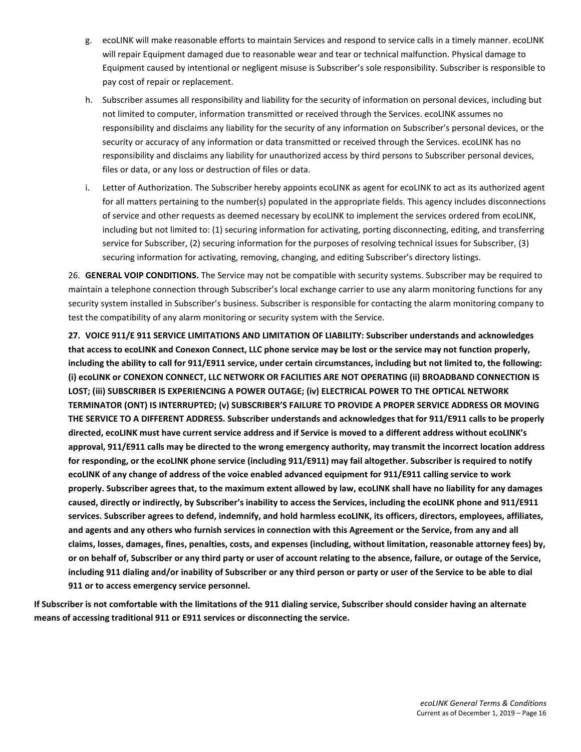g. ecoLINK will make reasonable efforts to maintain Services and respond to service calls in a timely manner. ecoLINK will repair Equipment damaged due to reasonable wear and tear or technical malfunction. Physical damage to Equipment caused by intentional or negligent misuse is Subscriber's sole responsibility. Subscriber is responsible to pay cost of repair or replacement.

h. Subscriber assumes all responsibility and liability for the security of information on personal devices, including but not limited to computer, information transmitted or received through the Services. ecoLINK assumes no responsibility and disclaims any liability for the security of any information on Subscriber's personal devices, or the security or accuracy of any information or data transmitted or received through the Services. ecoLINK has no responsibility and disclaims any liability for unauthorized access by third persons to Subscriber personal devices, files or data, or any loss or destruction of files or data.

i. Letter of Authorization. The Subscriber hereby appoints ecoLINK as agent for ecoLINK to act as its authorized agent for all matters pertaining to the number(s) populated in the appropriate fields. This agency includes disconnections of service and other requests as deemed necessary by ecoLINK to implement the services ordered from ecoLINK, including but not limited to: (1) securing information for activating, porting disconnecting, editing, and transferring service for Subscriber, (2) securing information for the purposes of resolving technical issues for Subscriber, (3) securing information for activating, removing, changing, and editing Subscriber's directory listings.

26. **GENERAL VOIP CONDITIONS.** The Service may not be compatible with security systems. Subscriber may be required to maintain a telephone connection through Subscriber's local exchange carrier to use any alarm monitoring functions for any security system installed in Subscriber's business. Subscriber is responsible for contacting the alarm monitoring company to test the compatibility of any alarm monitoring or security system with the Service.

**27. VOICE 911/E 911 SERVICE LIMITATIONS AND LIMITATION OF LIABILITY: Subscriber understands and acknowledges that access to ecoLINK and Conexon Connect, LLC phone service may be lost or the service may not function properly, including the ability to call for 911/E911 service, under certain circumstances, including but not limited to, the following: (i) ecoLINK or CONEXON CONNECT, LLC NETWORK OR FACILITIES ARE NOT OPERATING (ii) BROADBAND CONNECTION IS LOST; (iii) SUBSCRIBER IS EXPERIENCING A POWER OUTAGE; (iv) ELECTRICAL POWER TO THE OPTICAL NETWORK TERMINATOR (ONT) IS INTERRUPTED; (v) SUBSCRIBER'S FAILURE TO PROVIDE A PROPER SERVICE ADDRESS OR MOVING THE SERVICE TO A DIFFERENT ADDRESS. Subscriber understands and acknowledges that for 911/E911 calls to be properly directed, ecoLINK must have current service address and if Service is moved to a different address without ecoLINK's approval, 911/E911 calls may be directed to the wrong emergency authority, may transmit the incorrect location address for responding, or the ecoLINK phone service (including 911/E911) may fail altogether. Subscriber is required to notify ecoLINK of any change of address of the voice enabled advanced equipment for 911/E911 calling service to work properly. Subscriber agrees that, to the maximum extent allowed by law, ecoLINK shall have no liability for any damages caused, directly or indirectly, by Subscriber's inability to access the Services, including the ecoLINK phone and 911/E911 services. Subscriber agrees to defend, indemnify, and hold harmless ecoLINK, its officers, directors, employees, affiliates, and agents and any others who furnish services in connection with this Agreement or the Service, from any and all claims, losses, damages, fines, penalties, costs, and expenses (including, without limitation, reasonable attorney fees) by, or on behalf of, Subscriber or any third party or user of account relating to the absence, failure, or outage of the Service, including 911 dialing and/or inability of Subscriber or any third person or party or user of the Service to be able to dial 911 or to access emergency service personnel.**

**If Subscriber is not comfortable with the limitations of the 911 dialing service, Subscriber should consider having an alternate means of accessing traditional 911 or E911 services or disconnecting the service.**